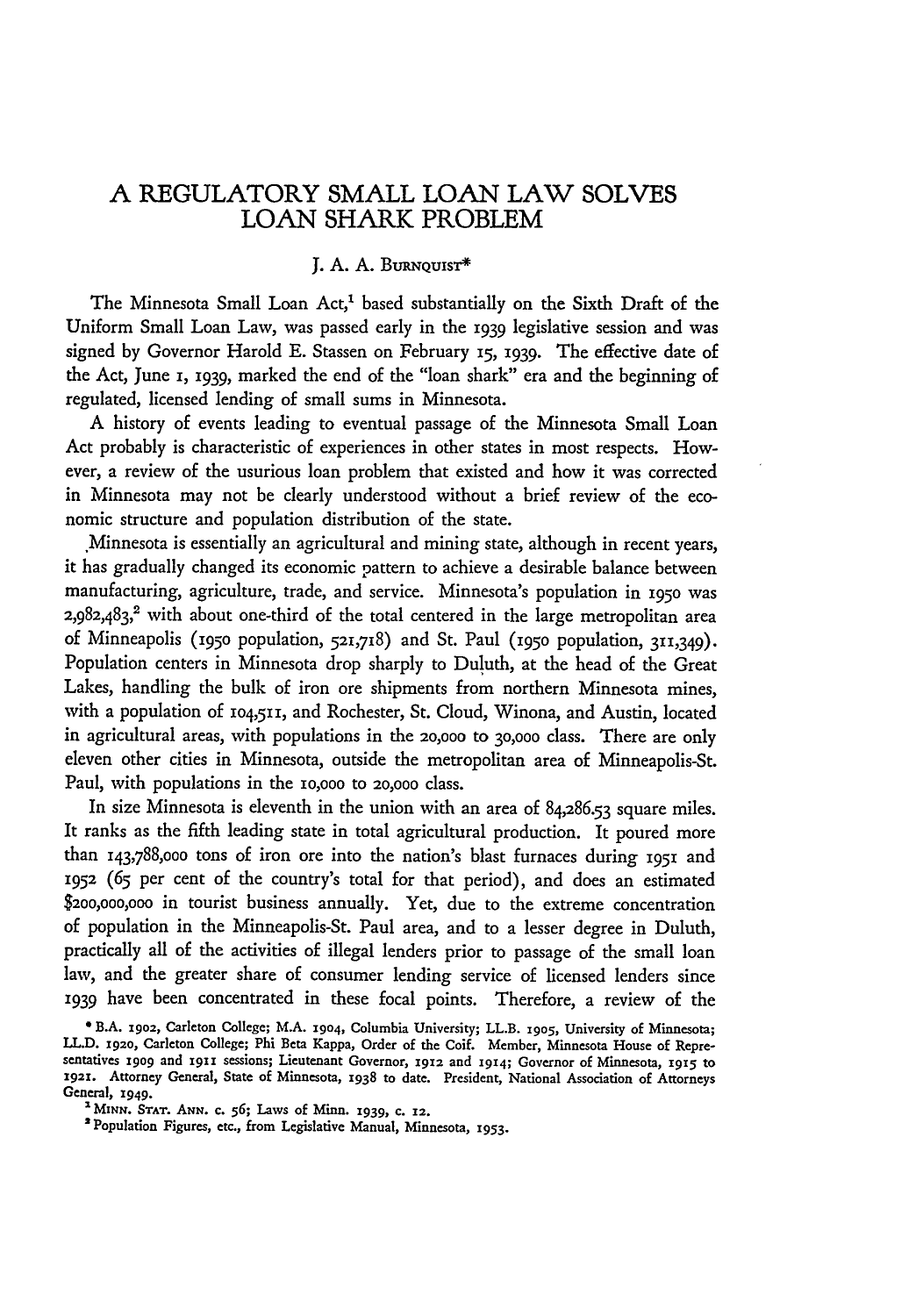# A REGULATORY SMALL LOAN LAW SOLVES LOAN SHARK PROBLEM

J. A. A. BURNQUIST*

The Minnesota Small Loan Act,[1] based substantially on the Sixth Draft of the Uniform Small Loan Law, was passed early in the 1939 legislative session and was signed by Governor Harold E. Stassen on February 15, 1939. The effective date of the Act, June 1, 1939, marked the end of the "loan shark" era and the beginning of regulated, licensed lending of small sums in Minnesota.

A history of events leading to eventual passage of the Minnesota Small Loan Act probably is characteristic of experiences in other states in most respects. However, a review of the usurious loan problem that existed and how it was corrected in Minnesota may not be clearly understood without a brief review of the economic structure and population distribution of the state.

Minnesota is essentially an agricultural and mining state, although in recent years, it has gradually changed its economic pattern to achieve a desirable balance between manufacturing, agriculture, trade, and service. Minnesota's population in 1950 was 2,982,483,[2] with about one-third of the total centered in the large metropolitan area of Minneapolis (1950 population, 521,718) and St. Paul (1950 population, 311,349). Population centers in Minnesota drop sharply to Duluth, at the head of the Great Lakes, handling the bulk of iron ore shipments from northern Minnesota mines, with a population of 104,511, and Rochester, St. Cloud, Winona, and Austin, located in agricultural areas, with populations in the 20,000 to 30,000 class. There are only eleven other cities in Minnesota, outside the metropolitan area of Minneapolis-St. Paul, with populations in the 10,000 to 20,000 class.

In size Minnesota is eleventh in the union with an area of 84,286.53 square miles. It ranks as the fifth leading state in total agricultural production. It poured more than 143,788,000 tons of iron ore into the nation's blast furnaces during 1951 and 1952 (65 per cent of the country's total for that period), and does an estimated $200,000,000 in tourist business annually. Yet, due to the extreme concentration of population in the Minneapolis-St. Paul area, and to a lesser degree in Duluth, practically all of the activities of illegal lenders prior to passage of the small loan law, and the greater share of consumer lending service of licensed lenders since 1939 have been concentrated in these focal points. Therefore, a review of the

* B.A. 1902, Carleton College; M.A. 1904, Columbia University; LL.B. 1905, University of Minnesota; LL.D. 1920, Carleton College; Phi Beta Kappa, Order of the Coif. Member, Minnesota House of Representatives 1909 and 1911 sessions; Lieutenant Governor, 1912 and 1914; Governor of Minnesota, 1915 to 1921. Attorney General, State of Minnesota, 1938 to date. President, National Association of Attorneys General, 1949.

[1] MINN. STAT. ANN. c. 56; Laws of Minn. 1939, c. 12.

[2] Population Figures, etc., from Legislative Manual, Minnesota, 1953.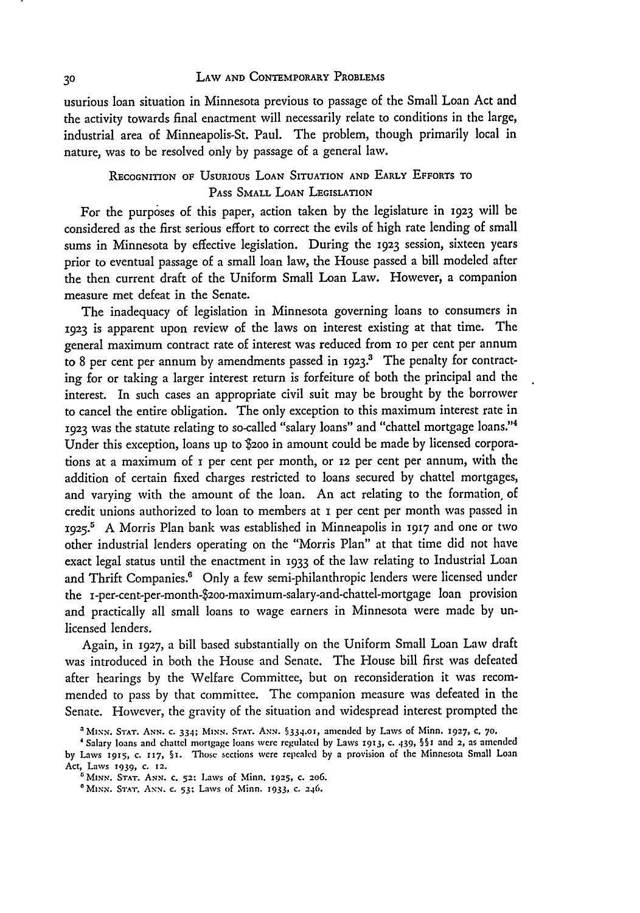usurious loan situation in Minnesota previous to passage of the Small Loan Act and the activity towards final enactment will necessarily relate to conditions in the large, industrial area of Minneapolis-St. Paul. The problem, though primarily local in nature, was to be resolved only by passage of a general law.

## Recognition of Usurious Loan Situation and Early Efforts to Pass Small Loan Legislation

For the purposes of this paper, action taken by the legislature in 1923 will be considered as the first serious effort to correct the evils of high rate lending of small sums in Minnesota by effective legislation. During the 1923 session, sixteen years prior to eventual passage of a small loan law, the House passed a bill modeled after the then current draft of the Uniform Small Loan Law. However, a companion measure met defeat in the Senate.

The inadequacy of legislation in Minnesota governing loans to consumers in 1923 is apparent upon review of the laws on interest existing at that time. The general maximum contract rate of interest was reduced from 10 per cent per annum to 8 per cent per annum by amendments passed in 1923.[3] The penalty for contracting for or taking a larger interest return is forfeiture of both the principal and the interest. In such cases an appropriate civil suit may be brought by the borrower to cancel the entire obligation. The only exception to this maximum interest rate in 1923 was the statute relating to so-called "salary loans" and "chattel mortgage loans."[4] Under this exception, loans up to $200 in amount could be made by licensed corporations at a maximum of 1 per cent per month, or 12 per cent per annum, with the addition of certain fixed charges restricted to loans secured by chattel mortgages, and varying with the amount of the loan. An act relating to the formation of credit unions authorized to loan to members at 1 per cent per month was passed in 1925.[5] A Morris Plan bank was established in Minneapolis in 1917 and one or two other industrial lenders operating on the "Morris Plan" at that time did not have exact legal status until the enactment in 1933 of the law relating to Industrial Loan and Thrift Companies.[6] Only a few semi-philanthropic lenders were licensed under the 1-per-cent-per-month-$200-maximum-salary-and-chattel-mortgage loan provision and practically all small loans to wage earners in Minnesota were made by unlicensed lenders.

Again, in 1927, a bill based substantially on the Uniform Small Loan Law draft was introduced in both the House and Senate. The House bill first was defeated after hearings by the Welfare Committee, but on reconsideration it was recommended to pass by that committee. The companion measure was defeated in the Senate. However, the gravity of the situation and widespread interest prompted the

[3] Minn. Stat. Ann. c. 334; Minn. Stat. Ann. §334.01, amended by Laws of Minn. 1927, c. 70.

[4] Salary loans and chattel mortgage loans were regulated by Laws 1913, c. 439, §§1 and 2, as amended by Laws 1915, c. 117, §1. Those sections were repealed by a provision of the Minnesota Small Loan Act, Laws 1939, c. 12.

[5] Minn. Stat. Ann. c. 52; Laws of Minn. 1925, c. 206.

[6] Minn. Stat. Ann. c. 53; Laws of Minn. 1933, c. 246.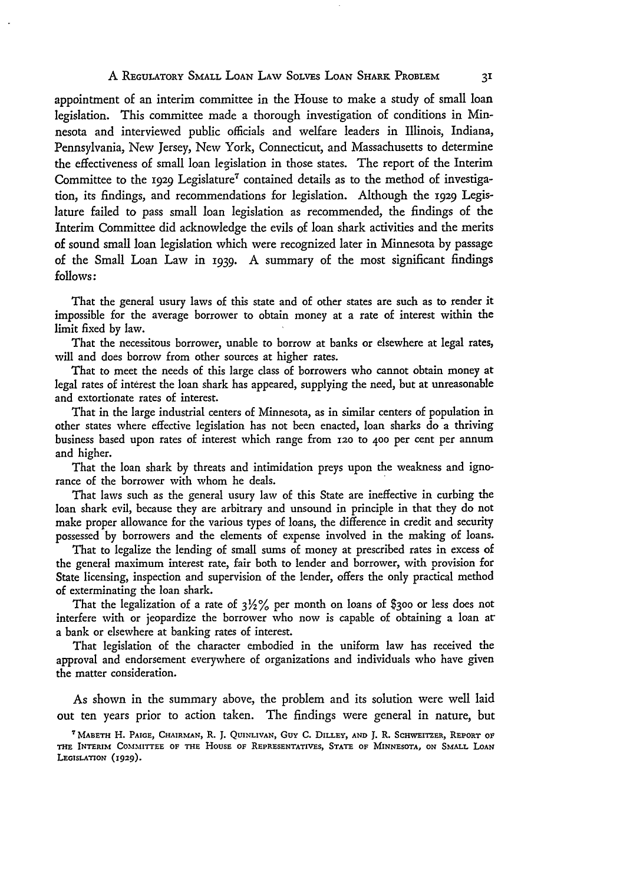appointment of an interim committee in the House to make a study of small loan legislation. This committee made a thorough investigation of conditions in Minnesota and interviewed public officials and welfare leaders in Illinois, Indiana, Pennsylvania, New Jersey, New York, Connecticut, and Massachusetts to determine the effectiveness of small loan legislation in those states. The report of the Interim Committee to the 1929 Legislature[7] contained details as to the method of investigation, its findings, and recommendations for legislation. Although the 1929 Legislature failed to pass small loan legislation as recommended, the findings of the Interim Committee did acknowledge the evils of loan shark activities and the merits of sound small loan legislation which were recognized later in Minnesota by passage of the Small Loan Law in 1939. A summary of the most significant findings follows:

> That the general usury laws of this state and of other states are such as to render it impossible for the average borrower to obtain money at a rate of interest within the limit fixed by law.
>
> That the necessitous borrower, unable to borrow at banks or elsewhere at legal rates, will and does borrow from other sources at higher rates.
>
> That to meet the needs of this large class of borrowers who cannot obtain money at legal rates of interest the loan shark has appeared, supplying the need, but at unreasonable and extortionate rates of interest.
>
> That in the large industrial centers of Minnesota, as in similar centers of population in other states where effective legislation has not been enacted, loan sharks do a thriving business based upon rates of interest which range from 120 to 400 per cent per annum and higher.
>
> That the loan shark by threats and intimidation preys upon the weakness and ignorance of the borrower with whom he deals.
>
> That laws such as the general usury law of this State are ineffective in curbing the loan shark evil, because they are arbitrary and unsound in principle in that they do not make proper allowance for the various types of loans, the difference in credit and security possessed by borrowers and the elements of expense involved in the making of loans.
>
> That to legalize the lending of small sums of money at prescribed rates in excess of the general maximum interest rate, fair both to lender and borrower, with provision for State licensing, inspection and supervision of the lender, offers the only practical method of exterminating the loan shark.
>
> That the legalization of a rate of 3½% per month on loans of $300 or less does not interfere with or jeopardize the borrower who now is capable of obtaining a loan at a bank or elsewhere at banking rates of interest.
>
> That legislation of the character embodied in the uniform law has received the approval and endorsement everywhere of organizations and individuals who have given the matter consideration.

As shown in the summary above, the problem and its solution were well laid out ten years prior to action taken. The findings were general in nature, but

[7] Mabeth H. Paige, Chairman, R. J. Quinlivan, Guy C. Dilley, and J. R. Schweitzer, Report of the Interim Committee of the House of Representatives, State of Minnesota, on Small Loan Legislation (1929).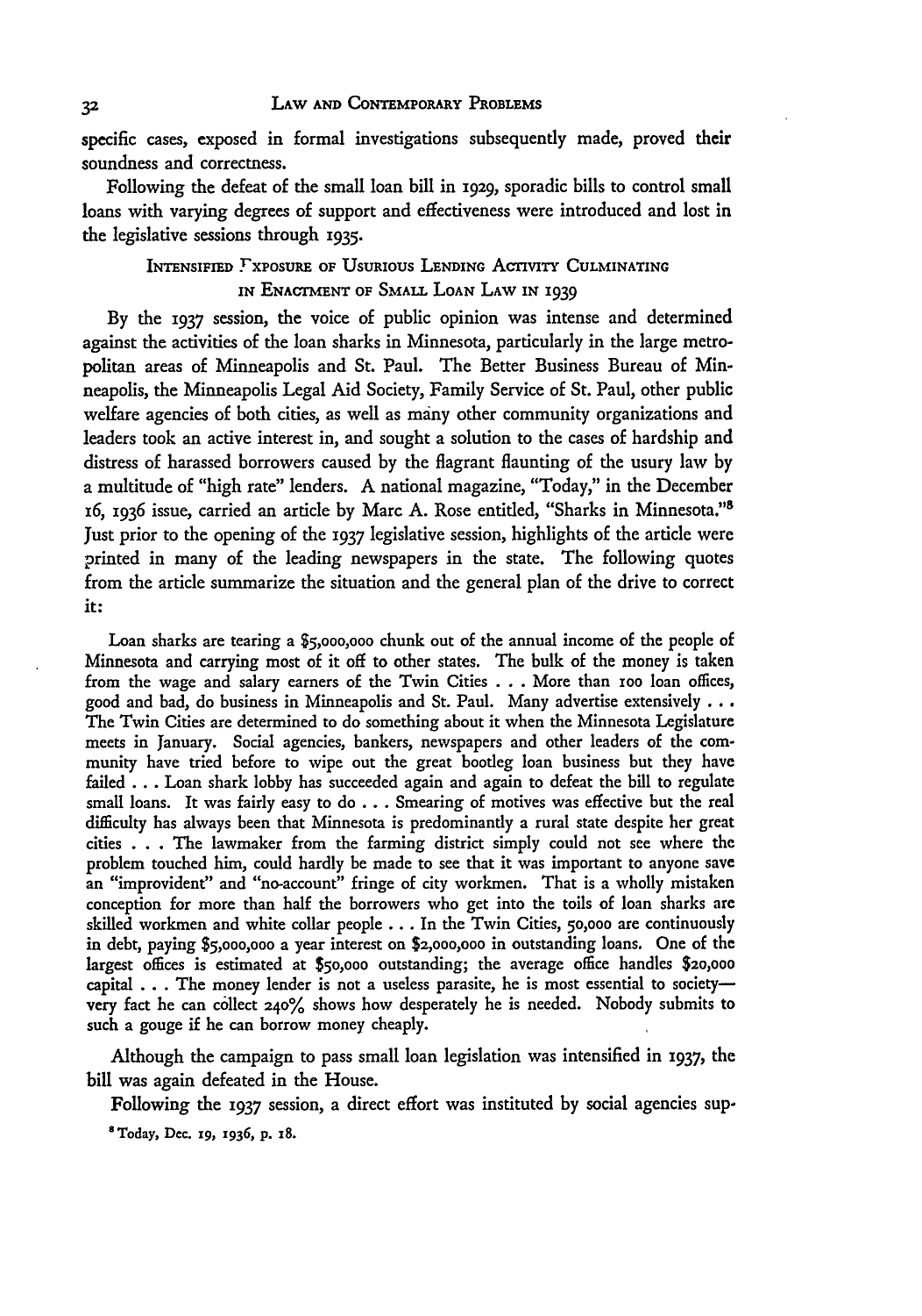specific cases, exposed in formal investigations subsequently made, proved their soundness and correctness.

Following the defeat of the small loan bill in 1929, sporadic bills to control small loans with varying degrees of support and effectiveness were introduced and lost in the legislative sessions through 1935.

### INTENSIFIED EXPOSURE OF USURIOUS LENDING ACTIVITY CULMINATING IN ENACTMENT OF SMALL LOAN LAW IN 1939

By the 1937 session, the voice of public opinion was intense and determined against the activities of the loan sharks in Minnesota, particularly in the large metropolitan areas of Minneapolis and St. Paul. The Better Business Bureau of Minneapolis, the Minneapolis Legal Aid Society, Family Service of St. Paul, other public welfare agencies of both cities, as well as many other community organizations and leaders took an active interest in, and sought a solution to the cases of hardship and distress of harassed borrowers caused by the flagrant flaunting of the usury law by a multitude of "high rate" lenders. A national magazine, "Today," in the December 16, 1936 issue, carried an article by Marc A. Rose entitled, "Sharks in Minnesota."[8] Just prior to the opening of the 1937 legislative session, highlights of the article were printed in many of the leading newspapers in the state. The following quotes from the article summarize the situation and the general plan of the drive to correct it:

> Loan sharks are tearing a $5,000,000 chunk out of the annual income of the people of Minnesota and carrying most of it off to other states. The bulk of the money is taken from the wage and salary earners of the Twin Cities . . . More than 100 loan offices, good and bad, do business in Minneapolis and St. Paul. Many advertise extensively . . . The Twin Cities are determined to do something about it when the Minnesota Legislature meets in January. Social agencies, bankers, newspapers and other leaders of the community have tried before to wipe out the great bootleg loan business but they have failed . . . Loan shark lobby has succeeded again and again to defeat the bill to regulate small loans. It was fairly easy to do . . . Smearing of motives was effective but the real difficulty has always been that Minnesota is predominantly a rural state despite her great cities . . . The lawmaker from the farming district simply could not see where the problem touched him, could hardly be made to see that it was important to anyone save an "improvident" and "no-account" fringe of city workmen. That is a wholly mistaken conception for more than half the borrowers who get into the toils of loan sharks are skilled workmen and white collar people . . . In the Twin Cities, 50,000 are continuously in debt, paying $5,000,000 a year interest on $2,000,000 in outstanding loans. One of the largest offices is estimated at $50,000 outstanding; the average office handles $20,000 capital . . . The money lender is not a useless parasite, he is most essential to society—very fact he can collect 240% shows how desperately he is needed. Nobody submits to such a gouge if he can borrow money cheaply.

Although the campaign to pass small loan legislation was intensified in 1937, the bill was again defeated in the House.

Following the 1937 session, a direct effort was instituted by social agencies sup-

[8] Today, Dec. 19, 1936, p. 18.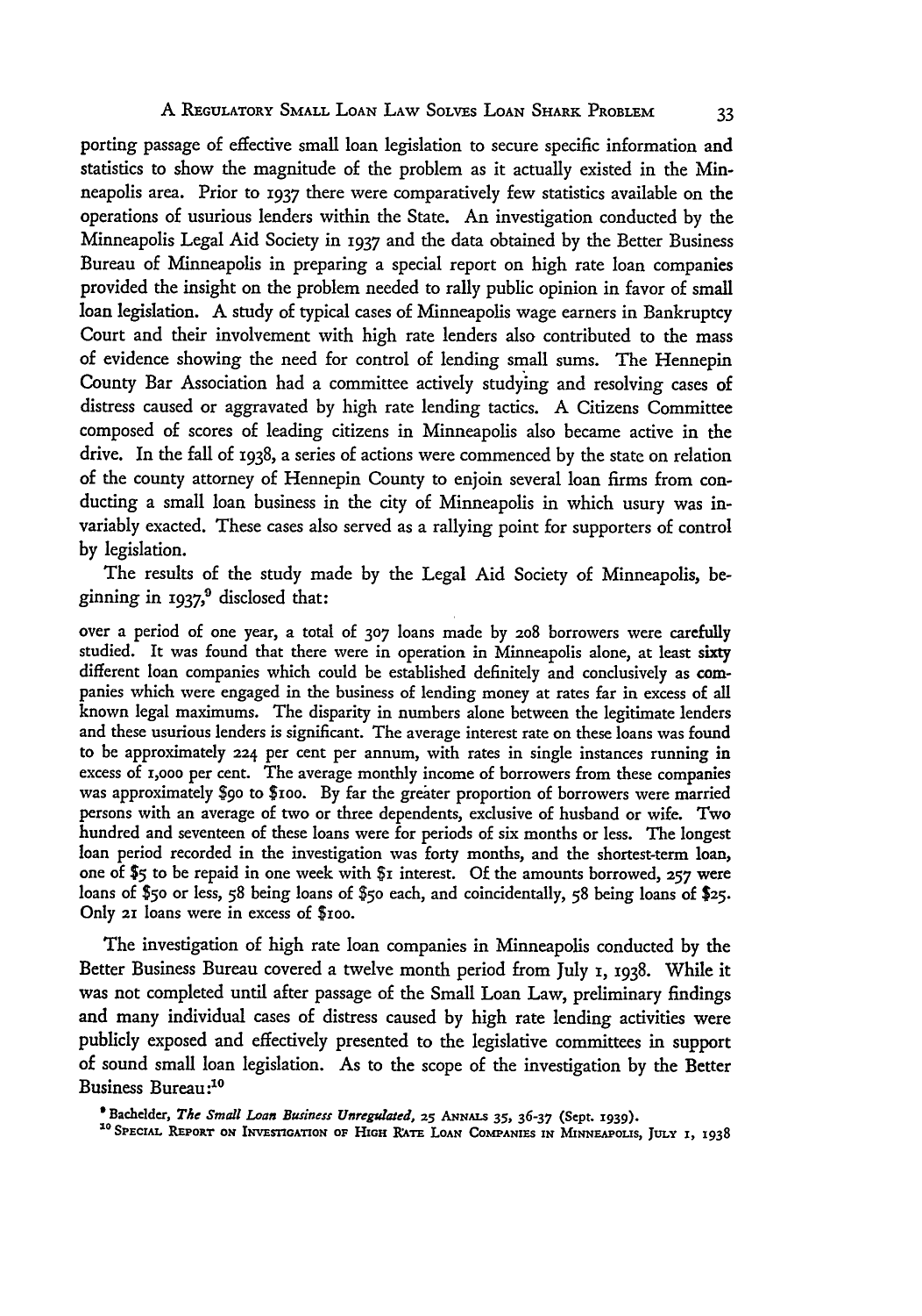porting passage of effective small loan legislation to secure specific information and statistics to show the magnitude of the problem as it actually existed in the Minneapolis area. Prior to 1937 there were comparatively few statistics available on the operations of usurious lenders within the State. An investigation conducted by the Minneapolis Legal Aid Society in 1937 and the data obtained by the Better Business Bureau of Minneapolis in preparing a special report on high rate loan companies provided the insight on the problem needed to rally public opinion in favor of small loan legislation. A study of typical cases of Minneapolis wage earners in Bankruptcy Court and their involvement with high rate lenders also contributed to the mass of evidence showing the need for control of lending small sums. The Hennepin County Bar Association had a committee actively studying and resolving cases of distress caused or aggravated by high rate lending tactics. A Citizens Committee composed of scores of leading citizens in Minneapolis also became active in the drive. In the fall of 1938, a series of actions were commenced by the state on relation of the county attorney of Hennepin County to enjoin several loan firms from conducting a small loan business in the city of Minneapolis in which usury was invariably exacted. These cases also served as a rallying point for supporters of control by legislation.

The results of the study made by the Legal Aid Society of Minneapolis, beginning in 1937,[9] disclosed that:

> over a period of one year, a total of 307 loans made by 208 borrowers were carefully studied. It was found that there were in operation in Minneapolis alone, at least sixty different loan companies which could be established definitely and conclusively as companies which were engaged in the business of lending money at rates far in excess of all known legal maximums. The disparity in numbers alone between the legitimate lenders and these usurious lenders is significant. The average interest rate on these loans was found to be approximately 224 per cent per annum, with rates in single instances running in excess of 1,000 per cent. The average monthly income of borrowers from these companies was approximately $90 to $100. By far the greater proportion of borrowers were married persons with an average of two or three dependents, exclusive of husband or wife. Two hundred and seventeen of these loans were for periods of six months or less. The longest loan period recorded in the investigation was forty months, and the shortest-term loan, one of $5 to be repaid in one week with $1 interest. Of the amounts borrowed, 257 were loans of $50 or less, 58 being loans of $50 each, and coincidentally, 58 being loans of $25. Only 21 loans were in excess of $100.

The investigation of high rate loan companies in Minneapolis conducted by the Better Business Bureau covered a twelve month period from July 1, 1938. While it was not completed until after passage of the Small Loan Law, preliminary findings and many individual cases of distress caused by high rate lending activities were publicly exposed and effectively presented to the legislative committees in support of sound small loan legislation. As to the scope of the investigation by the Better Business Bureau:[10]

---

[9] Bachelder, *The Small Loan Business Unregulated*, 25 ANNALS 35, 36-37 (Sept. 1939).

[10] SPECIAL REPORT ON INVESTIGATION OF HIGH RATE LOAN COMPANIES IN MINNEAPOLIS, JULY 1, 1938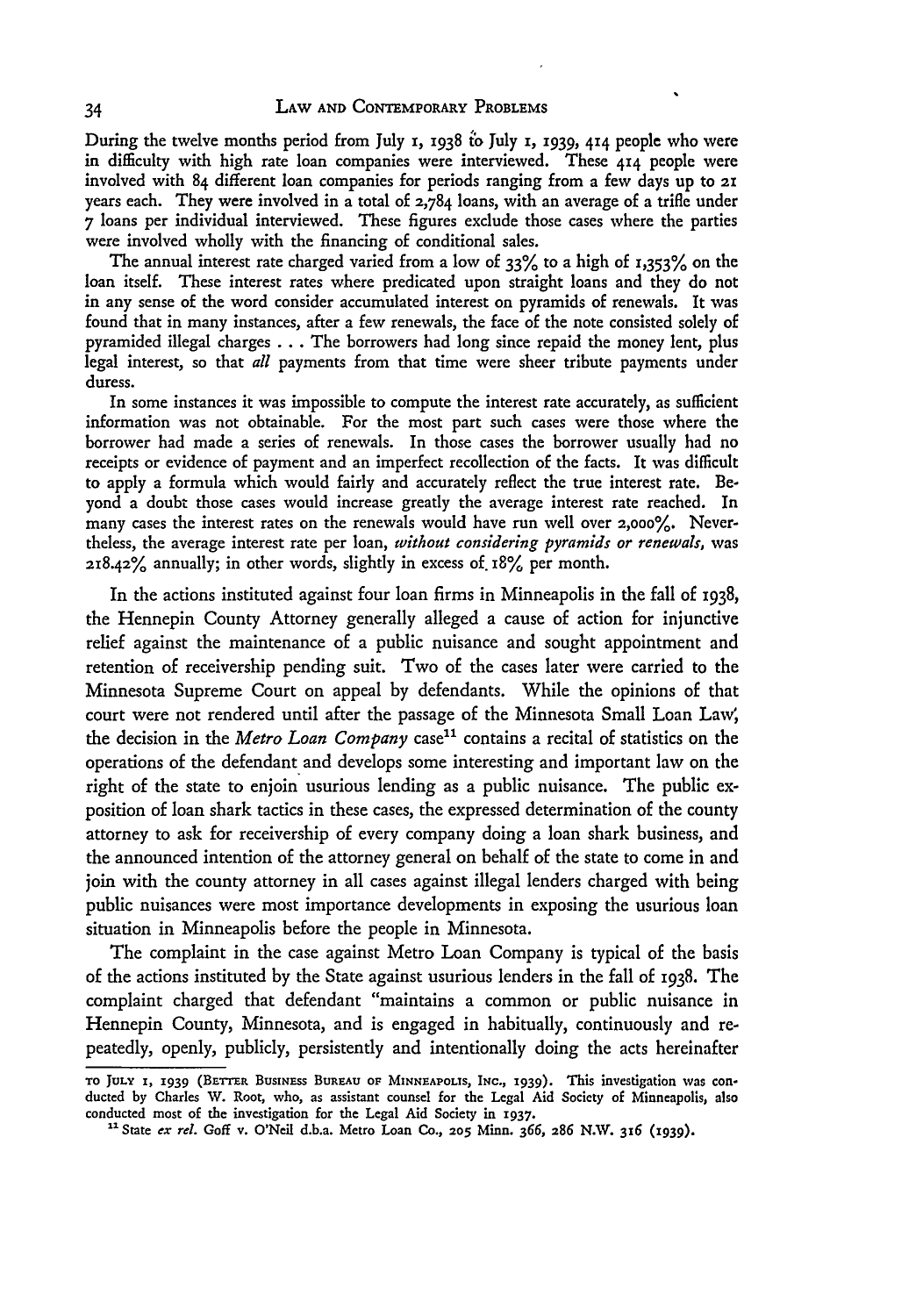During the twelve months period from July 1, 1938 to July 1, 1939, 414 people who were in difficulty with high rate loan companies were interviewed. These 414 people were involved with 84 different loan companies for periods ranging from a few days up to 21 years each. They were involved in a total of 2,784 loans, with an average of a trifle under 7 loans per individual interviewed. These figures exclude those cases where the parties were involved wholly with the financing of conditional sales.

The annual interest rate charged varied from a low of 33% to a high of 1,353% on the loan itself. These interest rates where predicated upon straight loans and they do not in any sense of the word consider accumulated interest on pyramids of renewals. It was found that in many instances, after a few renewals, the face of the note consisted solely of pyramided illegal charges . . . The borrowers had long since repaid the money lent, plus legal interest, so that *all* payments from that time were sheer tribute payments under duress.

In some instances it was impossible to compute the interest rate accurately, as sufficient information was not obtainable. For the most part such cases were those where the borrower had made a series of renewals. In those cases the borrower usually had no receipts or evidence of payment and an imperfect recollection of the facts. It was difficult to apply a formula which would fairly and accurately reflect the true interest rate. Beyond a doubt those cases would increase greatly the average interest rate reached. In many cases the interest rates on the renewals would have run well over 2,000%. Nevertheless, the average interest rate per loan, *without considering pyramids or renewals,* was 218.42% annually; in other words, slightly in excess of 18% per month.

In the actions instituted against four loan firms in Minneapolis in the fall of 1938, the Hennepin County Attorney generally alleged a cause of action for injunctive relief against the maintenance of a public nuisance and sought appointment and retention of receivership pending suit. Two of the cases later were carried to the Minnesota Supreme Court on appeal by defendants. While the opinions of that court were not rendered until after the passage of the Minnesota Small Loan Law, the decision in the *Metro Loan Company* case[11] contains a recital of statistics on the operations of the defendant and develops some interesting and important law on the right of the state to enjoin usurious lending as a public nuisance. The public exposition of loan shark tactics in these cases, the expressed determination of the county attorney to ask for receivership of every company doing a loan shark business, and the announced intention of the attorney general on behalf of the state to come in and join with the county attorney in all cases against illegal lenders charged with being public nuisances were most importance developments in exposing the usurious loan situation in Minneapolis before the people in Minnesota.

The complaint in the case against Metro Loan Company is typical of the basis of the actions instituted by the State against usurious lenders in the fall of 1938. The complaint charged that defendant "maintains a common or public nuisance in Hennepin County, Minnesota, and is engaged in habitually, continuously and repeatedly, openly, publicly, persistently and intentionally doing the acts hereinafter

---

TO JULY 1, 1939 (BETTER BUSINESS BUREAU OF MINNEAPOLIS, INC., 1939). This investigation was conducted by Charles W. Root, who, as assistant counsel for the Legal Aid Society of Minneapolis, also conducted most of the investigation for the Legal Aid Society in 1937.

[11] State *ex rel.* Goff v. O'Neil d.b.a. Metro Loan Co., 205 Minn. 366, 286 N.W. 316 (1939).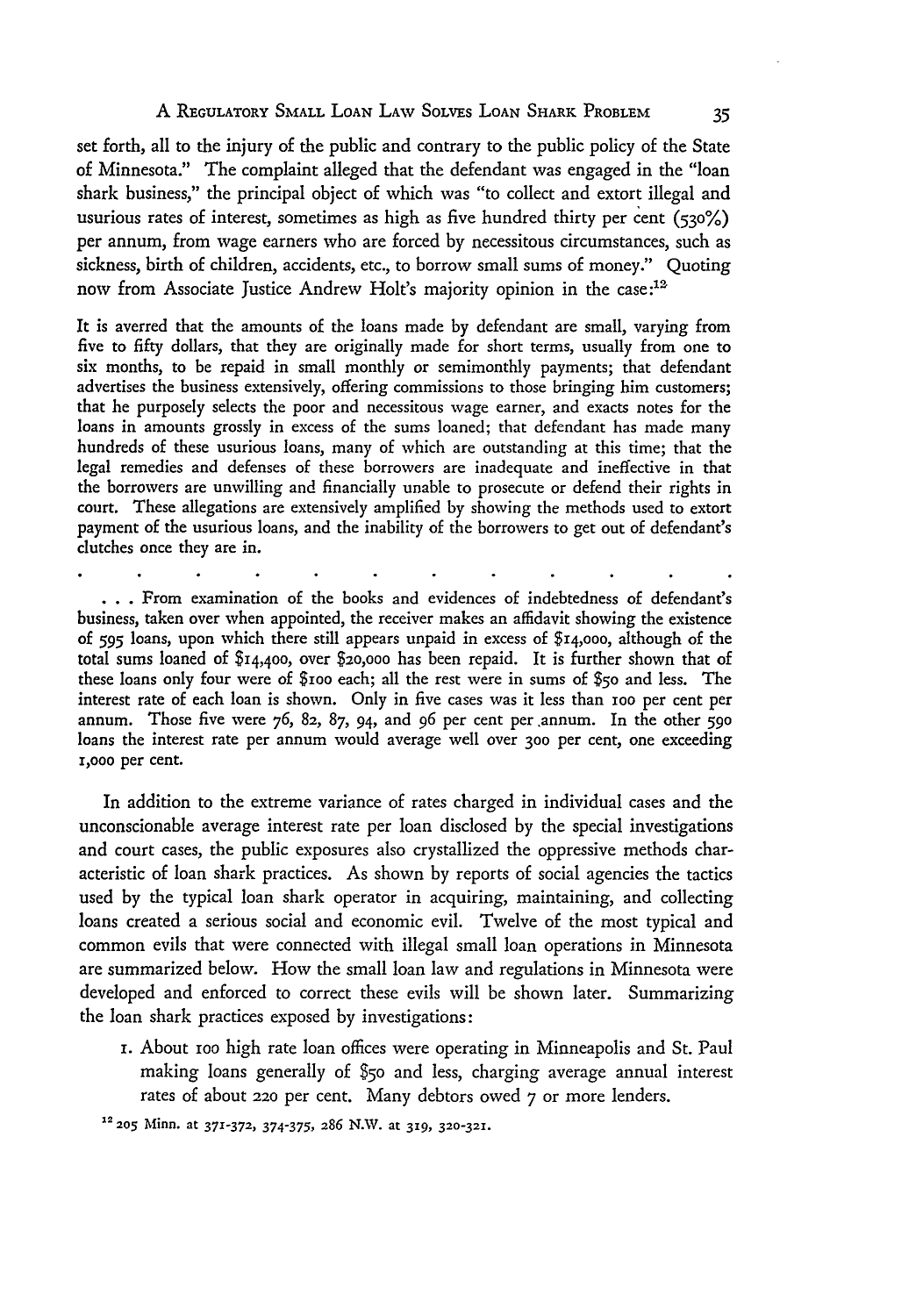set forth, all to the injury of the public and contrary to the public policy of the State of Minnesota." The complaint alleged that the defendant was engaged in the "loan shark business," the principal object of which was "to collect and extort illegal and usurious rates of interest, sometimes as high as five hundred thirty per cent (530%) per annum, from wage earners who are forced by necessitous circumstances, such as sickness, birth of children, accidents, etc., to borrow small sums of money." Quoting now from Associate Justice Andrew Holt's majority opinion in the case:[12]

> It is averred that the amounts of the loans made by defendant are small, varying from five to fifty dollars, that they are originally made for short terms, usually from one to six months, to be repaid in small monthly or semimonthly payments; that defendant advertises the business extensively, offering commissions to those bringing him customers; that he purposely selects the poor and necessitous wage earner, and exacts notes for the loans in amounts grossly in excess of the sums loaned; that defendant has made many hundreds of these usurious loans, many of which are outstanding at this time; that the legal remedies and defenses of these borrowers are inadequate and ineffective in that the borrowers are unwilling and financially unable to prosecute or defend their rights in court. These allegations are extensively amplified by showing the methods used to extort payment of the usurious loans, and the inability of the borrowers to get out of defendant's clutches once they are in.
>
> . . . . . . . . . . .
>
> . . . From examination of the books and evidences of indebtedness of defendant's business, taken over when appointed, the receiver makes an affidavit showing the existence of 595 loans, upon which there still appears unpaid in excess of $14,000, although of the total sums loaned of $14,400, over $20,000 has been repaid. It is further shown that of these loans only four were of $100 each; all the rest were in sums of $50 and less. The interest rate of each loan is shown. Only in five cases was it less than 100 per cent per annum. Those five were 76, 82, 87, 94, and 96 per cent per annum. In the other 590 loans the interest rate per annum would average well over 300 per cent, one exceeding 1,000 per cent.

In addition to the extreme variance of rates charged in individual cases and the unconscionable average interest rate per loan disclosed by the special investigations and court cases, the public exposures also crystallized the oppressive methods characteristic of loan shark practices. As shown by reports of social agencies the tactics used by the typical loan shark operator in acquiring, maintaining, and collecting loans created a serious social and economic evil. Twelve of the most typical and common evils that were connected with illegal small loan operations in Minnesota are summarized below. How the small loan law and regulations in Minnesota were developed and enforced to correct these evils will be shown later. Summarizing the loan shark practices exposed by investigations:

1. About 100 high rate loan offices were operating in Minneapolis and St. Paul making loans generally of $50 and less, charging average annual interest rates of about 220 per cent. Many debtors owed 7 or more lenders.

[12] 205 Minn. at 371-372, 374-375, 286 N.W. at 319, 320-321.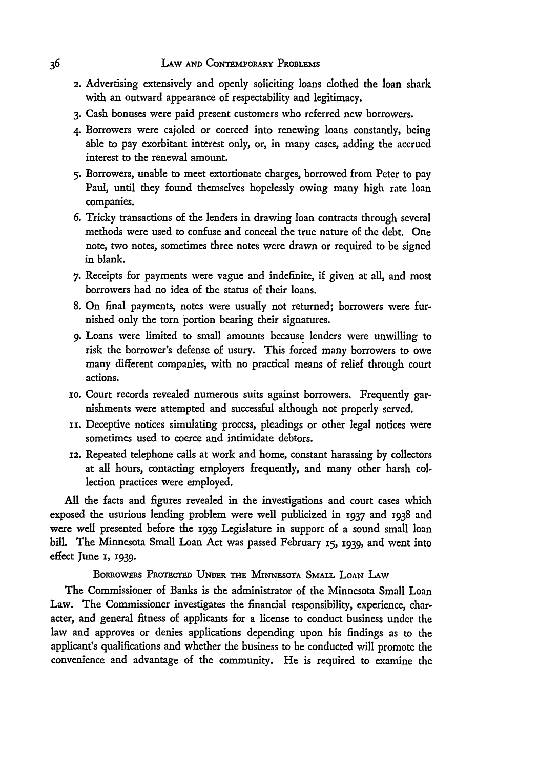2. Advertising extensively and openly soliciting loans clothed the loan shark with an outward appearance of respectability and legitimacy.
3. Cash bonuses were paid present customers who referred new borrowers.
4. Borrowers were cajoled or coerced into renewing loans constantly, being able to pay exorbitant interest only, or, in many cases, adding the accrued interest to the renewal amount.
5. Borrowers, unable to meet extortionate charges, borrowed from Peter to pay Paul, until they found themselves hopelessly owing many high rate loan companies.
6. Tricky transactions of the lenders in drawing loan contracts through several methods were used to confuse and conceal the true nature of the debt. One note, two notes, sometimes three notes were drawn or required to be signed in blank.
7. Receipts for payments were vague and indefinite, if given at all, and most borrowers had no idea of the status of their loans.
8. On final payments, notes were usually not returned; borrowers were furnished only the torn portion bearing their signatures.
9. Loans were limited to small amounts because lenders were unwilling to risk the borrower's defense of usury. This forced many borrowers to owe many different companies, with no practical means of relief through court actions.
10. Court records revealed numerous suits against borrowers. Frequently garnishments were attempted and successful although not properly served.
11. Deceptive notices simulating process, pleadings or other legal notices were sometimes used to coerce and intimidate debtors.
12. Repeated telephone calls at work and home, constant harassing by collectors at all hours, contacting employers frequently, and many other harsh collection practices were employed.

All the facts and figures revealed in the investigations and court cases which exposed the usurious lending problem were well publicized in 1937 and 1938 and were well presented before the 1939 Legislature in support of a sound small loan bill. The Minnesota Small Loan Act was passed February 15, 1939, and went into effect June 1, 1939.

## Borrowers Protected Under the Minnesota Small Loan Law

The Commissioner of Banks is the administrator of the Minnesota Small Loan Law. The Commissioner investigates the financial responsibility, experience, character, and general fitness of applicants for a license to conduct business under the law and approves or denies applications depending upon his findings as to the applicant's qualifications and whether the business to be conducted will promote the convenience and advantage of the community. He is required to examine the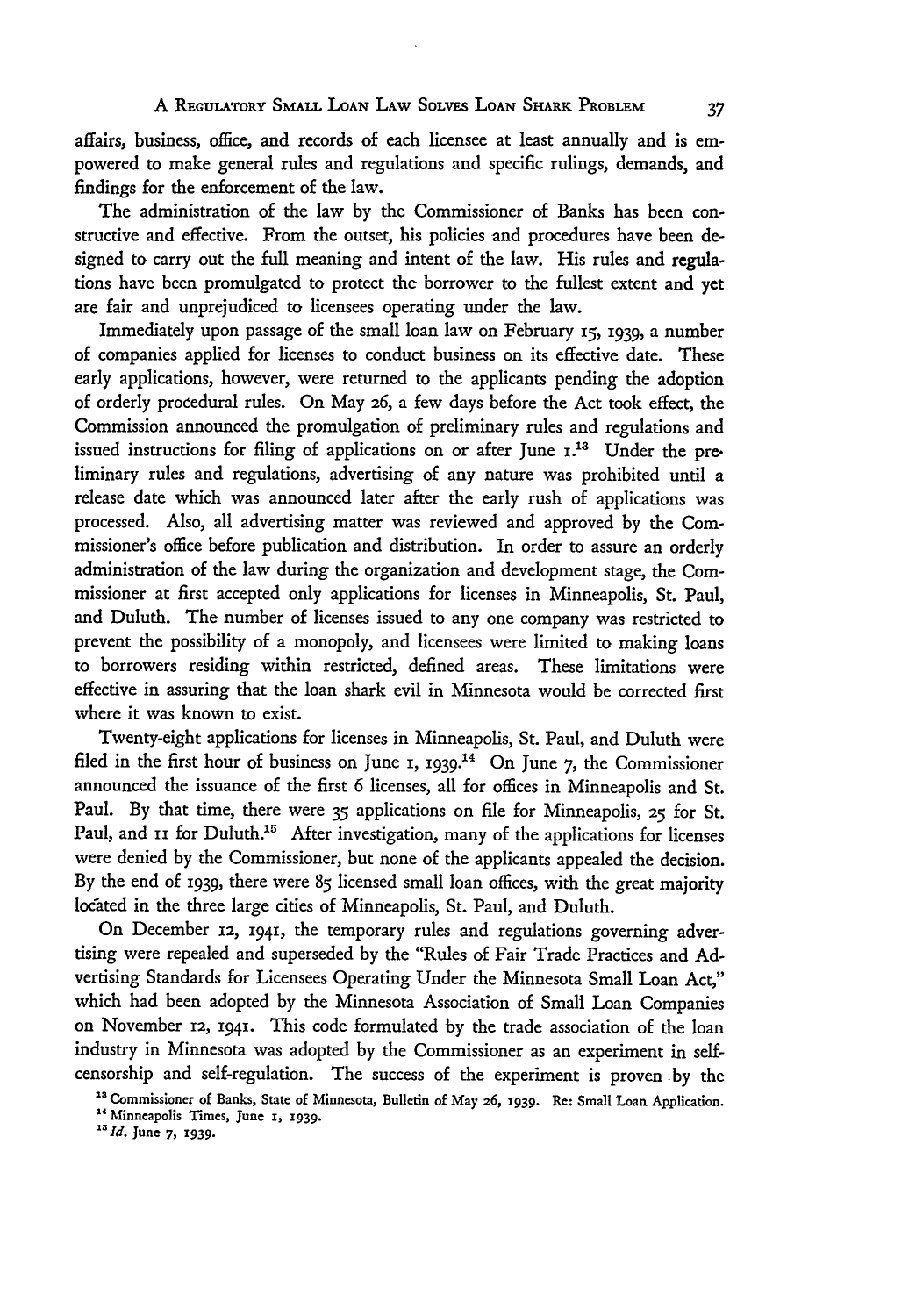affairs, business, office, and records of each licensee at least annually and is empowered to make general rules and regulations and specific rulings, demands, and findings for the enforcement of the law.

The administration of the law by the Commissioner of Banks has been constructive and effective. From the outset, his policies and procedures have been designed to carry out the full meaning and intent of the law. His rules and regulations have been promulgated to protect the borrower to the fullest extent and yet are fair and unprejudiced to licensees operating under the law.

Immediately upon passage of the small loan law on February 15, 1939, a number of companies applied for licenses to conduct business on its effective date. These early applications, however, were returned to the applicants pending the adoption of orderly procedural rules. On May 26, a few days before the Act took effect, the Commission announced the promulgation of preliminary rules and regulations and issued instructions for filing of applications on or after June 1.[13] Under the preliminary rules and regulations, advertising of any nature was prohibited until a release date which was announced later after the early rush of applications was processed. Also, all advertising matter was reviewed and approved by the Commissioner's office before publication and distribution. In order to assure an orderly administration of the law during the organization and development stage, the Commissioner at first accepted only applications for licenses in Minneapolis, St. Paul, and Duluth. The number of licenses issued to any one company was restricted to prevent the possibility of a monopoly, and licensees were limited to making loans to borrowers residing within restricted, defined areas. These limitations were effective in assuring that the loan shark evil in Minnesota would be corrected first where it was known to exist.

Twenty-eight applications for licenses in Minneapolis, St. Paul, and Duluth were filed in the first hour of business on June 1, 1939.[14] On June 7, the Commissioner announced the issuance of the first 6 licenses, all for offices in Minneapolis and St. Paul. By that time, there were 35 applications on file for Minneapolis, 25 for St. Paul, and 11 for Duluth.[15] After investigation, many of the applications for licenses were denied by the Commissioner, but none of the applicants appealed the decision. By the end of 1939, there were 85 licensed small loan offices, with the great majority located in the three large cities of Minneapolis, St. Paul, and Duluth.

On December 12, 1941, the temporary rules and regulations governing advertising were repealed and superseded by the "Rules of Fair Trade Practices and Advertising Standards for Licensees Operating Under the Minnesota Small Loan Act," which had been adopted by the Minnesota Association of Small Loan Companies on November 12, 1941. This code formulated by the trade association of the loan industry in Minnesota was adopted by the Commissioner as an experiment in self-censorship and self-regulation. The success of the experiment is proven by the

[13] Commissioner of Banks, State of Minnesota, Bulletin of May 26, 1939. Re: Small Loan Application.

[14] Minneapolis Times, June 1, 1939.

[15] *Id.* June 7, 1939.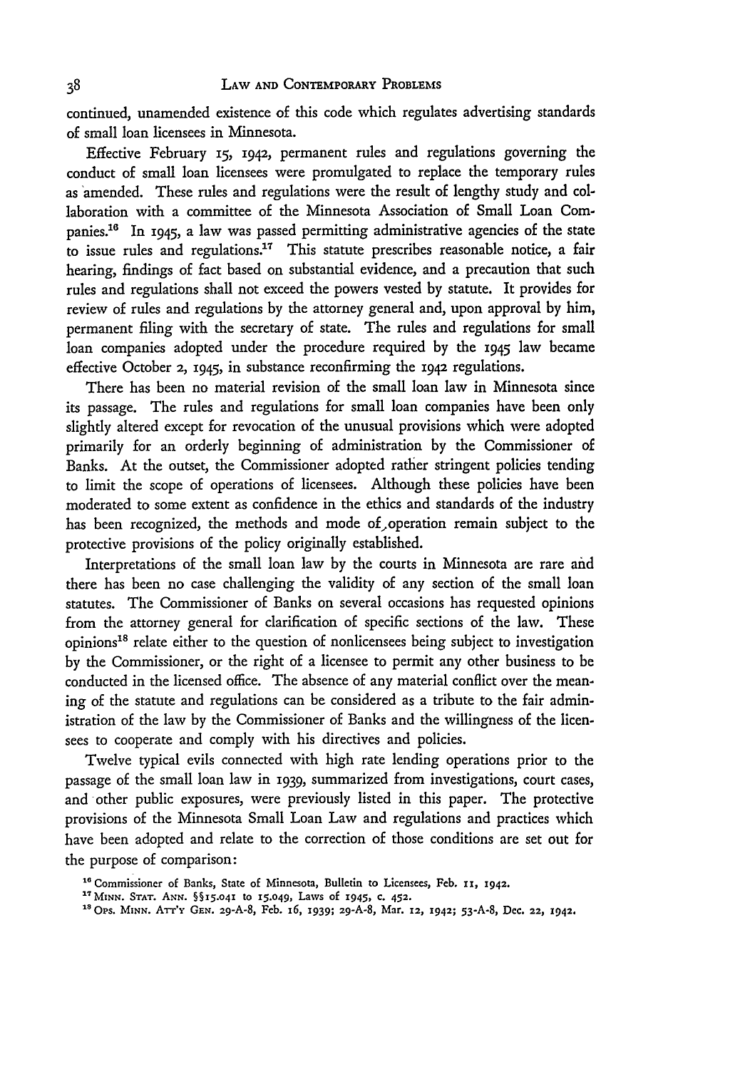continued, unamended existence of this code which regulates advertising standards of small loan licensees in Minnesota.

Effective February 15, 1942, permanent rules and regulations governing the conduct of small loan licensees were promulgated to replace the temporary rules as amended. These rules and regulations were the result of lengthy study and collaboration with a committee of the Minnesota Association of Small Loan Companies.[16] In 1945, a law was passed permitting administrative agencies of the state to issue rules and regulations.[17] This statute prescribes reasonable notice, a fair hearing, findings of fact based on substantial evidence, and a precaution that such rules and regulations shall not exceed the powers vested by statute. It provides for review of rules and regulations by the attorney general and, upon approval by him, permanent filing with the secretary of state. The rules and regulations for small loan companies adopted under the procedure required by the 1945 law became effective October 2, 1945, in substance reconfirming the 1942 regulations.

There has been no material revision of the small loan law in Minnesota since its passage. The rules and regulations for small loan companies have been only slightly altered except for revocation of the unusual provisions which were adopted primarily for an orderly beginning of administration by the Commissioner of Banks. At the outset, the Commissioner adopted rather stringent policies tending to limit the scope of operations of licensees. Although these policies have been moderated to some extent as confidence in the ethics and standards of the industry has been recognized, the methods and mode of operation remain subject to the protective provisions of the policy originally established.

Interpretations of the small loan law by the courts in Minnesota are rare and there has been no case challenging the validity of any section of the small loan statutes. The Commissioner of Banks on several occasions has requested opinions from the attorney general for clarification of specific sections of the law. These opinions[18] relate either to the question of nonlicensees being subject to investigation by the Commissioner, or the right of a licensee to permit any other business to be conducted in the licensed office. The absence of any material conflict over the meaning of the statute and regulations can be considered as a tribute to the fair administration of the law by the Commissioner of Banks and the willingness of the licensees to cooperate and comply with his directives and policies.

Twelve typical evils connected with high rate lending operations prior to the passage of the small loan law in 1939, summarized from investigations, court cases, and other public exposures, were previously listed in this paper. The protective provisions of the Minnesota Small Loan Law and regulations and practices which have been adopted and relate to the correction of those conditions are set out for the purpose of comparison:

[16] Commissioner of Banks, State of Minnesota, Bulletin to Licensees, Feb. 11, 1942.

[17] MINN. STAT. ANN. §§15.041 to 15.049, Laws of 1945, c. 452.

[18] OPS. MINN. ATT'Y GEN. 29-A-8, Feb. 16, 1939; 29-A-8, Mar. 12, 1942; 53-A-8, Dec. 22, 1942.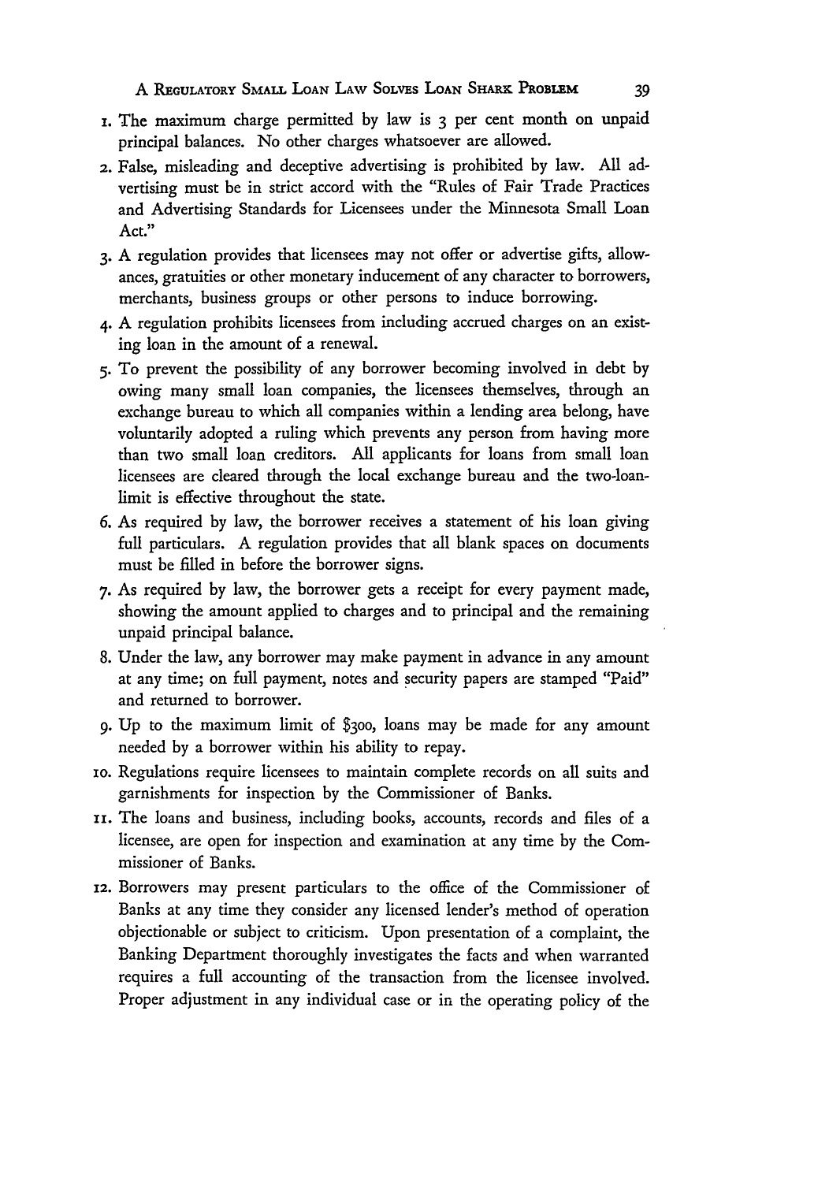1. The maximum charge permitted by law is 3 per cent month on unpaid principal balances. No other charges whatsoever are allowed.
2. False, misleading and deceptive advertising is prohibited by law. All advertising must be in strict accord with the "Rules of Fair Trade Practices and Advertising Standards for Licensees under the Minnesota Small Loan Act."
3. A regulation provides that licensees may not offer or advertise gifts, allowances, gratuities or other monetary inducement of any character to borrowers, merchants, business groups or other persons to induce borrowing.
4. A regulation prohibits licensees from including accrued charges on an existing loan in the amount of a renewal.
5. To prevent the possibility of any borrower becoming involved in debt by owing many small loan companies, the licensees themselves, through an exchange bureau to which all companies within a lending area belong, have voluntarily adopted a ruling which prevents any person from having more than two small loan creditors. All applicants for loans from small loan licensees are cleared through the local exchange bureau and the two-loan-limit is effective throughout the state.
6. As required by law, the borrower receives a statement of his loan giving full particulars. A regulation provides that all blank spaces on documents must be filled in before the borrower signs.
7. As required by law, the borrower gets a receipt for every payment made, showing the amount applied to charges and to principal and the remaining unpaid principal balance.
8. Under the law, any borrower may make payment in advance in any amount at any time; on full payment, notes and security papers are stamped "Paid" and returned to borrower.
9. Up to the maximum limit of $300, loans may be made for any amount needed by a borrower within his ability to repay.
10. Regulations require licensees to maintain complete records on all suits and garnishments for inspection by the Commissioner of Banks.
11. The loans and business, including books, accounts, records and files of a licensee, are open for inspection and examination at any time by the Commissioner of Banks.
12. Borrowers may present particulars to the office of the Commissioner of Banks at any time they consider any licensed lender's method of operation objectionable or subject to criticism. Upon presentation of a complaint, the Banking Department thoroughly investigates the facts and when warranted requires a full accounting of the transaction from the licensee involved. Proper adjustment in any individual case or in the operating policy of the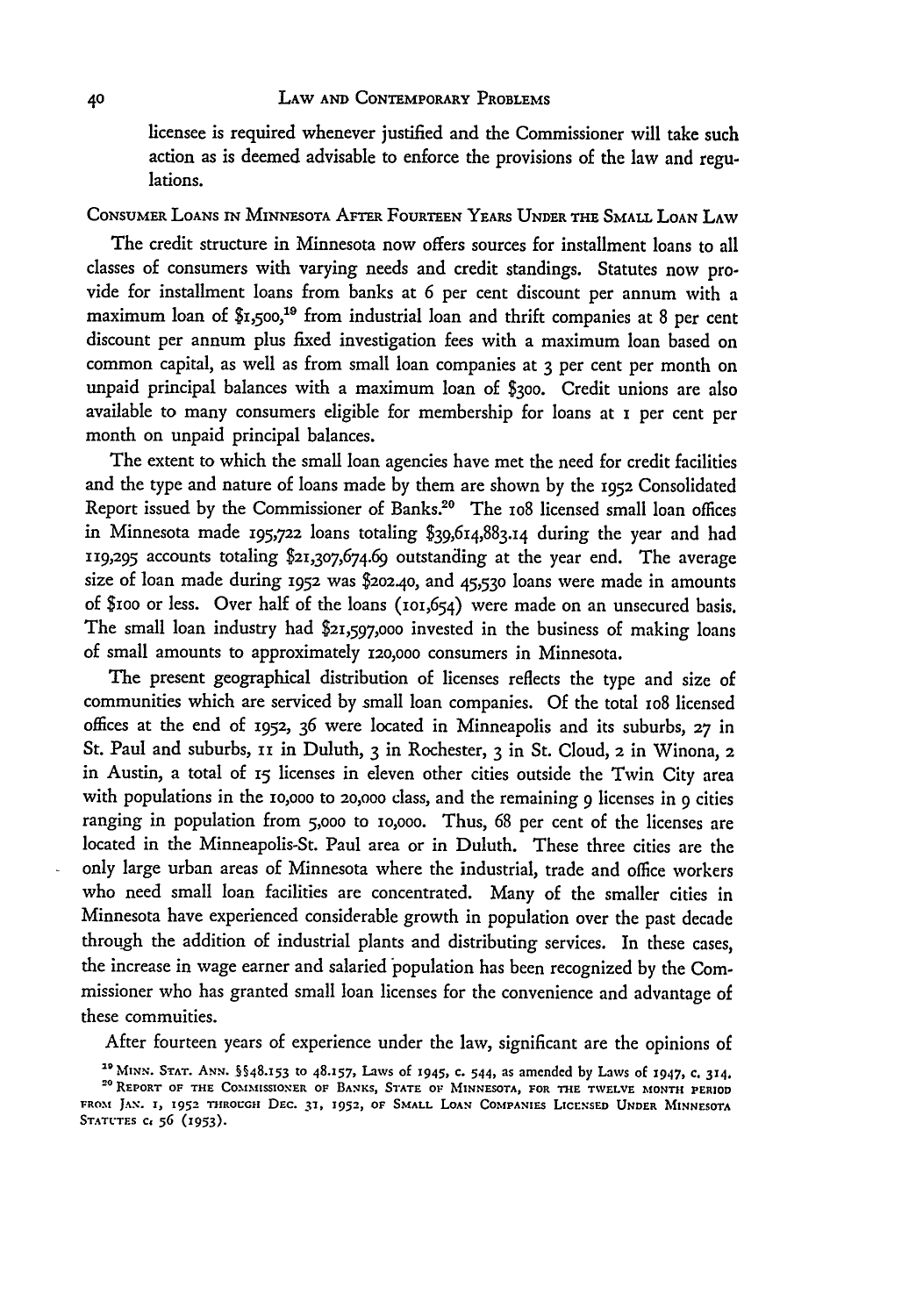licensee is required whenever justified and the Commissioner will take such action as is deemed advisable to enforce the provisions of the law and regulations.

### Consumer Loans in Minnesota After Fourteen Years Under the Small Loan Law

The credit structure in Minnesota now offers sources for installment loans to all classes of consumers with varying needs and credit standings. Statutes now provide for installment loans from banks at 6 per cent discount per annum with a maximum loan of $1,500,[19] from industrial loan and thrift companies at 8 per cent discount per annum plus fixed investigation fees with a maximum loan based on common capital, as well as from small loan companies at 3 per cent per month on unpaid principal balances with a maximum loan of $300. Credit unions are also available to many consumers eligible for membership for loans at 1 per cent per month on unpaid principal balances.

The extent to which the small loan agencies have met the need for credit facilities and the type and nature of loans made by them are shown by the 1952 Consolidated Report issued by the Commissioner of Banks.[20] The 108 licensed small loan offices in Minnesota made 195,722 loans totaling $39,614,883.14 during the year and had 119,295 accounts totaling $21,307,674.69 outstanding at the year end. The average size of loan made during 1952 was $202.40, and 45,530 loans were made in amounts of $100 or less. Over half of the loans (101,654) were made on an unsecured basis. The small loan industry had $21,597,000 invested in the business of making loans of small amounts to approximately 120,000 consumers in Minnesota.

The present geographical distribution of licenses reflects the type and size of communities which are serviced by small loan companies. Of the total 108 licensed offices at the end of 1952, 36 were located in Minneapolis and its suburbs, 27 in St. Paul and suburbs, 11 in Duluth, 3 in Rochester, 3 in St. Cloud, 2 in Winona, 2 in Austin, a total of 15 licenses in eleven other cities outside the Twin City area with populations in the 10,000 to 20,000 class, and the remaining 9 licenses in 9 cities ranging in population from 5,000 to 10,000. Thus, 68 per cent of the licenses are located in the Minneapolis-St. Paul area or in Duluth. These three cities are the only large urban areas of Minnesota where the industrial, trade and office workers who need small loan facilities are concentrated. Many of the smaller cities in Minnesota have experienced considerable growth in population over the past decade through the addition of industrial plants and distributing services. In these cases, the increase in wage earner and salaried population has been recognized by the Commissioner who has granted small loan licenses for the convenience and advantage of these commuities.

After fourteen years of experience under the law, significant are the opinions of

[19] Minn. Stat. Ann. §§48.153 to 48.157, Laws of 1945, c. 544, as amended by Laws of 1947, c. 314.

[20] Report of the Commissioner of Banks, State of Minnesota, for the Twelve Month Period from Jan. 1, 1952 through Dec. 31, 1952, of Small Loan Companies Licensed Under Minnesota Statutes c. 56 (1953).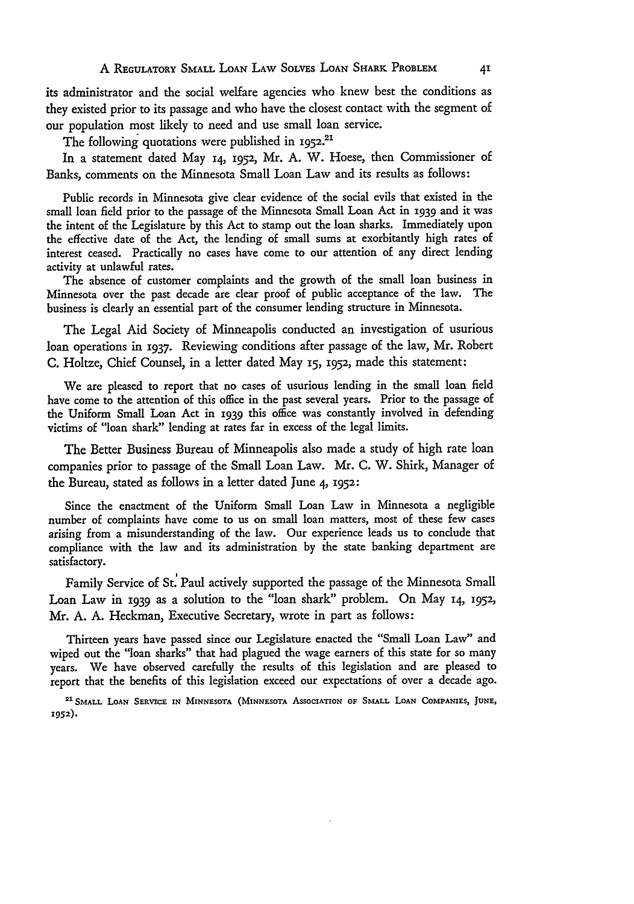its administrator and the social welfare agencies who knew best the conditions as they existed prior to its passage and who have the closest contact with the segment of our population most likely to need and use small loan service.

The following quotations were published in 1952.[21]

In a statement dated May 14, 1952, Mr. A. W. Hoese, then Commissioner of Banks, comments on the Minnesota Small Loan Law and its results as follows:

> Public records in Minnesota give clear evidence of the social evils that existed in the small loan field prior to the passage of the Minnesota Small Loan Act in 1939 and it was the intent of the Legislature by this Act to stamp out the loan sharks. Immediately upon the effective date of the Act, the lending of small sums at exorbitantly high rates of interest ceased. Practically no cases have come to our attention of any direct lending activity at unlawful rates.
>
> The absence of customer complaints and the growth of the small loan business in Minnesota over the past decade are clear proof of public acceptance of the law. The business is clearly an essential part of the consumer lending structure in Minnesota.

The Legal Aid Society of Minneapolis conducted an investigation of usurious loan operations in 1937. Reviewing conditions after passage of the law, Mr. Robert C. Holtze, Chief Counsel, in a letter dated May 15, 1952, made this statement:

> We are pleased to report that no cases of usurious lending in the small loan field have come to the attention of this office in the past several years. Prior to the passage of the Uniform Small Loan Act in 1939 this office was constantly involved in defending victims of "loan shark" lending at rates far in excess of the legal limits.

The Better Business Bureau of Minneapolis also made a study of high rate loan companies prior to passage of the Small Loan Law. Mr. C. W. Shirk, Manager of the Bureau, stated as follows in a letter dated June 4, 1952:

> Since the enactment of the Uniform Small Loan Law in Minnesota a negligible number of complaints have come to us on small loan matters, most of these few cases arising from a misunderstanding of the law. Our experience leads us to conclude that compliance with the law and its administration by the state banking department are satisfactory.

Family Service of St. Paul actively supported the passage of the Minnesota Small Loan Law in 1939 as a solution to the "loan shark" problem. On May 14, 1952, Mr. A. A. Heckman, Executive Secretary, wrote in part as follows:

> Thirteen years have passed since our Legislature enacted the "Small Loan Law" and wiped out the "loan sharks" that had plagued the wage earners of this state for so many years. We have observed carefully the results of this legislation and are pleased to report that the benefits of this legislation exceed our expectations of over a decade ago.

[21] SMALL LOAN SERVICE IN MINNESOTA (MINNESOTA ASSOCIATION OF SMALL LOAN COMPANIES, JUNE, 1952).